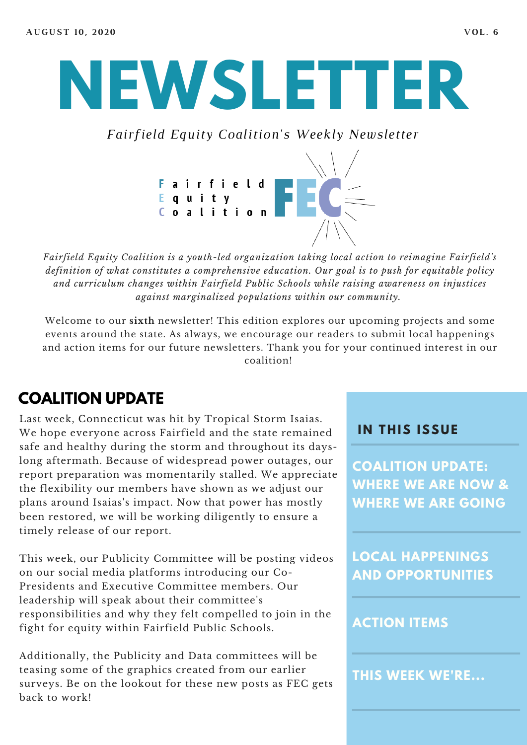AUGUST 10, 2020 VOL. 6

# NEWSLETTER

*Fairfield Equity Coalition's Weekly Newsletter*

Fairfield Equity Coalition FEC

*Fairfield Equity Coalition is a youth-led organization taking local action to reimagine Fairfield's definition of what constitutes a comprehensive education. Our goal is to push for equitable policy and curriculum changes within Fairfield Public Schools while raising awareness on injustices against marginalized populations within our community.*

Welcome to our **sixth** newsletter! This edition explores our upcoming projects and some events around the state. As always, we encourage our readers to submit local happenings and action items for our future newsletters. Thank you for your continued interest in our coalition!

## COALITION UPDATE

Last week, Connecticut was hit by Tropical Storm Isaias. We hope everyone across Fairfield and the state remained safe and healthy during the storm and throughout its days-long aftermath. Because of widespread power outages, our report preparation was momentarily stalled. We appreciate the flexibility our members have shown as we adjust our plans around Isaias's impact. Now that power has mostly been restored, we will be working diligently to ensure a timely release of our report.

This week, our Publicity Committee will be posting videos on our social media platforms introducing our Co-Presidents and Executive Committee members. Our leadership will speak about their committee's responsibilities and why they felt compelled to join in the fight for equity within Fairfield Public Schools.

Additionally, the Publicity and Data committees will be teasing some of the graphics created from our earlier surveys. Be on the lookout for these new posts as FEC gets back to work!

### IN THIS ISSUE

- COALITION UPDATE: WHERE WE ARE NOW & WHERE WE ARE GOING
- LOCAL HAPPENINGS AND OPPORTUNITIES
- ACTION ITEMS
- THIS WEEK WE'RE...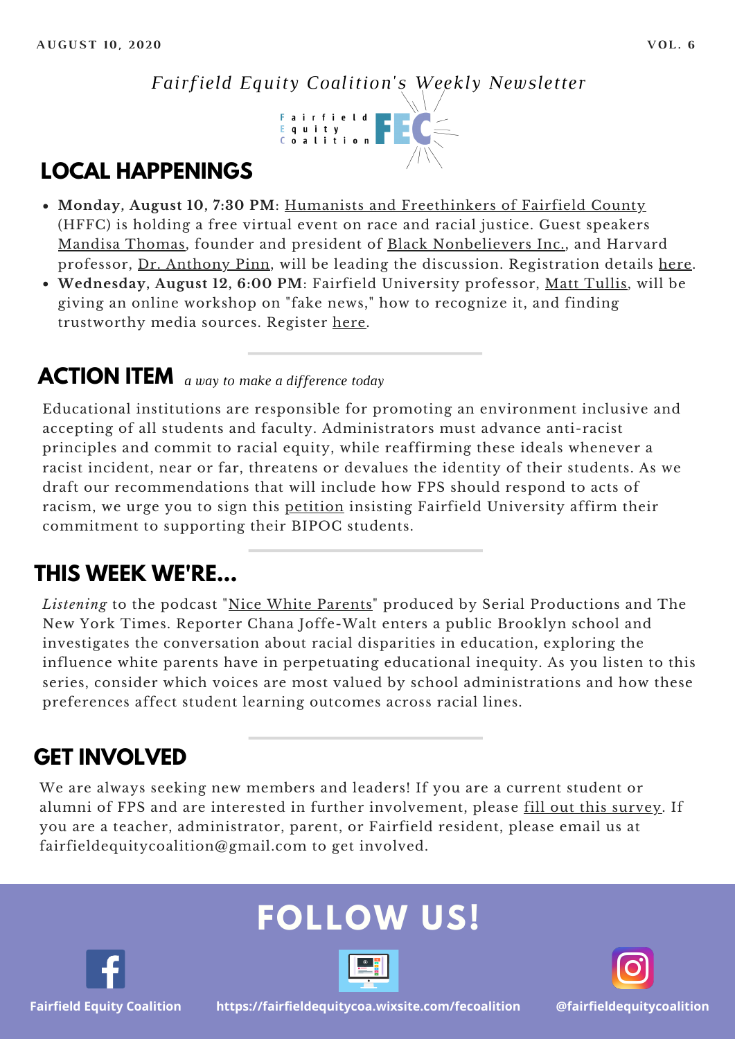AUGUST 10, 2020 VOL. 6

*Fairfield Equity Coalition's Weekly Newsletter*

Fairfield Equity Coalition FEC

## LOCAL HAPPENINGS

- **Monday, August 10, 7:30 PM**: Humanists and Freethinkers of Fairfield County (HFFC) is holding a free virtual event on race and racial justice. Guest speakers Mandisa Thomas, founder and president of Black Nonbelievers Inc., and Harvard professor, Dr. Anthony Pinn, will be leading the discussion. Registration details here.
- **Wednesday, August 12, 6:00 PM**: Fairfield University professor, Matt Tullis, will be giving an online workshop on "fake news," how to recognize it, and finding trustworthy media sources. Register here.

## ACTION ITEM *a way to make a difference today*

Educational institutions are responsible for promoting an environment inclusive and accepting of all students and faculty. Administrators must advance anti-racist principles and commit to racial equity, while reaffirming these ideals whenever a racist incident, near or far, threatens or devalues the identity of their students. As we draft our recommendations that will include how FPS should respond to acts of racism, we urge you to sign this petition insisting Fairfield University affirm their commitment to supporting their BIPOC students.

## THIS WEEK WE'RE...

*Listening* to the podcast "Nice White Parents" produced by Serial Productions and The New York Times. Reporter Chana Joffe-Walt enters a public Brooklyn school and investigates the conversation about racial disparities in education, exploring the influence white parents have in perpetuating educational inequity. As you listen to this series, consider which voices are most valued by school administrations and how these preferences affect student learning outcomes across racial lines.

## GET INVOLVED

We are always seeking new members and leaders! If you are a current student or alumni of FPS and are interested in further involvement, please fill out this survey. If you are a teacher, administrator, parent, or Fairfield resident, please email us at fairfieldequitycoalition@gmail.com to get involved.

## FOLLOW US!

Fairfield Equity Coalition

https://fairfieldequitycoa.wixsite.com/fecoalition

@fairfieldequitycoalition